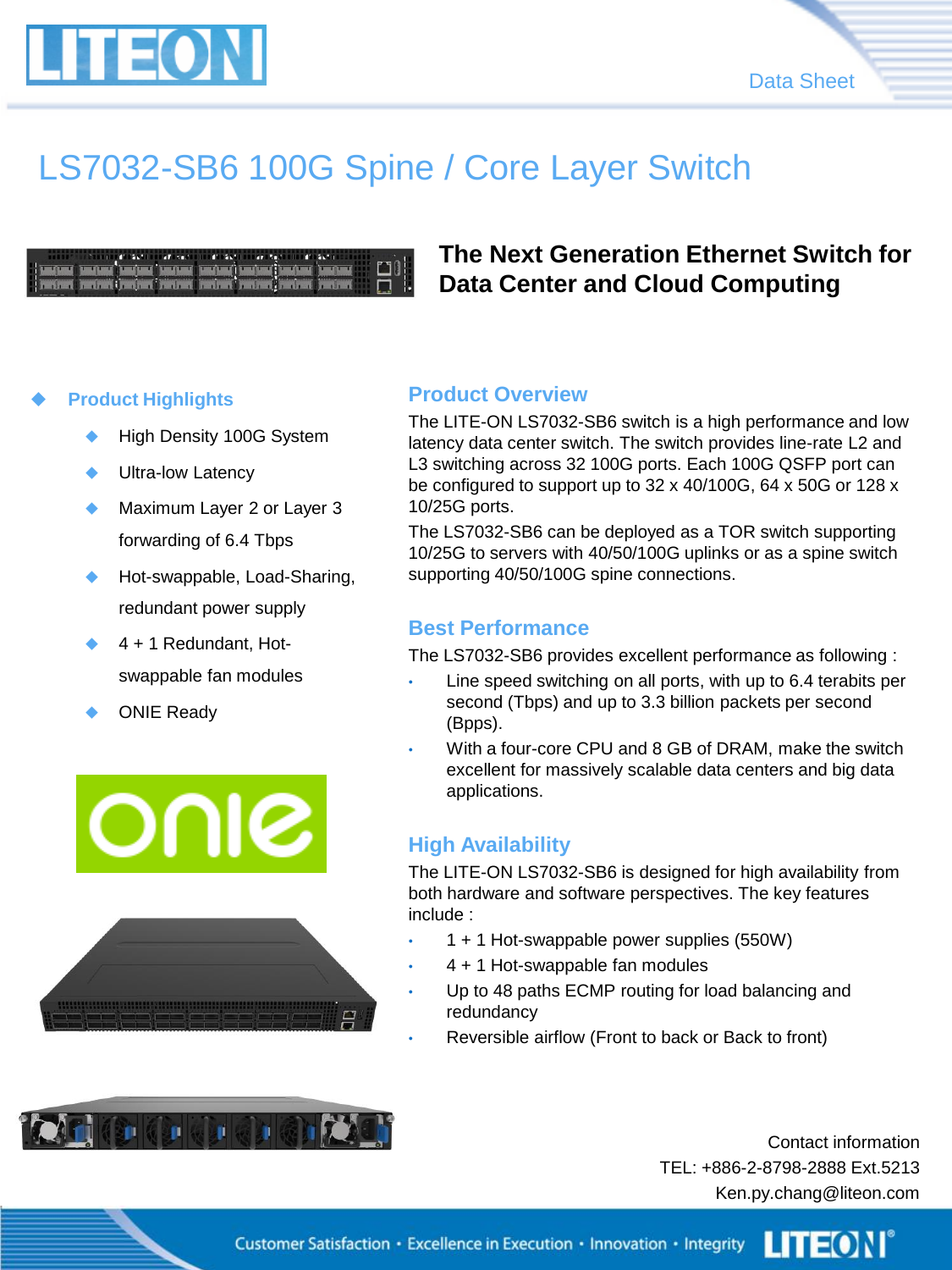# LS7032-SB6 100G Spine / Core Layer Switch

## The Next Generation Ethernet Switch for Data Center and Cloud Computing

### Product Highlights

- High Density 100G System
- Ultra-low Latency
- Maximum Layer 2 or Layer 3 forwarding of 6.4 Tbps
- Hot-swappable, Load-Sharing, redundant power supply
- 4 + 1 Redundant, Hot-swappable fan modules
- ONIE Ready

### Product Overview

The LITE-ON LS7032-SB6 switch is a high performance and low latency data center switch. The switch provides line-rate L2 and L3 switching across 32 100G ports. Each 100G QSFP port can be configured to support up to 32 x 40/100G, 64 x 50G or 128 x 10/25G ports.

The LS7032-SB6 can be deployed as a TOR switch supporting 10/25G to servers with 40/50/100G uplinks or as a spine switch supporting 40/50/100G spine connections.

### Best Performance

The LS7032-SB6 provides excellent performance as following :

- Line speed switching on all ports, with up to 6.4 terabits per second (Tbps) and up to 3.3 billion packets per second (Bpps).
- With a four-core CPU and 8 GB of DRAM, make the switch excellent for massively scalable data centers and big data applications.

### High Availability

The LITE-ON LS7032-SB6 is designed for high availability from both hardware and software perspectives. The key features include :

- 1 + 1 Hot-swappable power supplies (550W)
- 4 + 1 Hot-swappable fan modules
- Up to 48 paths ECMP routing for load balancing and redundancy
- Reversible airflow (Front to back or Back to front)

Contact information
TEL: +886-2-8798-2888 Ext.5213
Ken.py.chang@liteon.com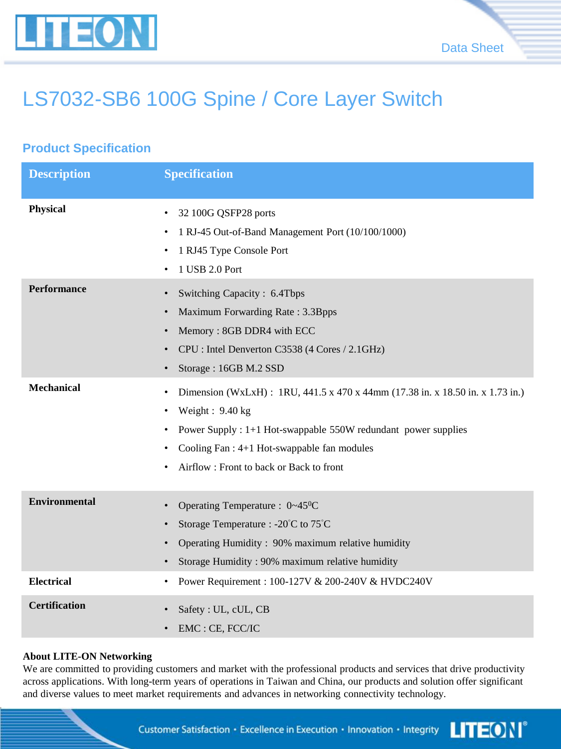# LS7032-SB6 100G Spine / Core Layer Switch

## Product Specification

| Description | Specification |
|---|---|
| **Physical** | • 32 100G QSFP28 ports<br>• 1 RJ-45 Out-of-Band Management Port (10/100/1000)<br>• 1 RJ45 Type Console Port<br>• 1 USB 2.0 Port |
| **Performance** | • Switching Capacity : 6.4Tbps<br>• Maximum Forwarding Rate : 3.3Bpps<br>• Memory : 8GB DDR4 with ECC<br>• CPU : Intel Denverton C3538 (4 Cores / 2.1GHz)<br>• Storage : 16GB M.2 SSD |
| **Mechanical** | • Dimension (WxLxH) : 1RU, 441.5 x 470 x 44mm (17.38 in. x 18.50 in. x 1.73 in.)<br>• Weight : 9.40 kg<br>• Power Supply : 1+1 Hot-swappable 550W redundant power supplies<br>• Cooling Fan : 4+1 Hot-swappable fan modules<br>• Airflow : Front to back or Back to front |
| **Environmental** | • Operating Temperature : 0~45$^0$C<br>• Storage Temperature : -20°C to 75°C<br>• Operating Humidity : 90% maximum relative humidity<br>• Storage Humidity : 90% maximum relative humidity |
| **Electrical** | • Power Requirement : 100-127V & 200-240V & HVDC240V |
| **Certification** | • Safety : UL, cUL, CB<br>• EMC : CE, FCC/IC |

**About LITE-ON Networking**
We are committed to providing customers and market with the professional products and services that drive productivity across applications. With long-term years of operations in Taiwan and China, our products and solution offer significant and diverse values to meet market requirements and advances in networking connectivity technology.

Customer Satisfaction • Excellence in Execution • Innovation • Integrity